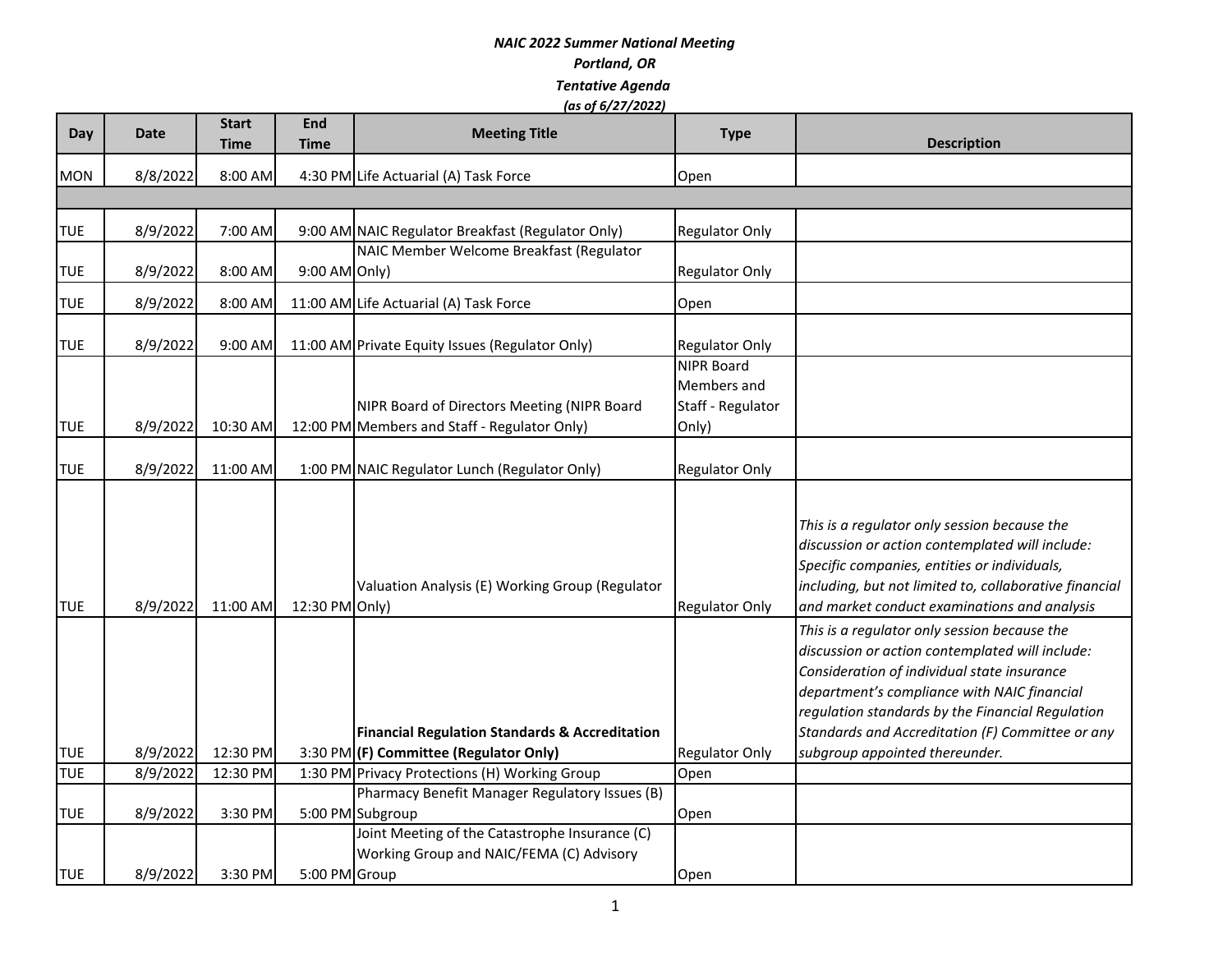***NAIC 2022 Summer National Meeting***
***Portland, OR***
***Tentative Agenda***
***(as of 6/27/2022)***

| Day | Date | Start Time | End Time | Meeting Title | Type | Description |
|---|---|---|---|---|---|---|
| MON | 8/8/2022 | 8:00 AM | 4:30 PM | Life Actuarial (A) Task Force | Open | |
| | | | | | | |
| TUE | 8/9/2022 | 7:00 AM | 9:00 AM | NAIC Regulator Breakfast (Regulator Only) | Regulator Only | |
| TUE | 8/9/2022 | 8:00 AM | 9:00 AM | NAIC Member Welcome Breakfast (Regulator Only) | Regulator Only | |
| TUE | 8/9/2022 | 8:00 AM | 11:00 AM | Life Actuarial (A) Task Force | Open | |
| TUE | 8/9/2022 | 9:00 AM | 11:00 AM | Private Equity Issues (Regulator Only) | Regulator Only | |
| TUE | 8/9/2022 | 10:30 AM | 12:00 PM | NIPR Board of Directors Meeting (NIPR Board Members and Staff - Regulator Only) | NIPR Board Members and Staff - Regulator Only) | |
| TUE | 8/9/2022 | 11:00 AM | 1:00 PM | NAIC Regulator Lunch (Regulator Only) | Regulator Only | |
| TUE | 8/9/2022 | 11:00 AM | 12:30 PM | Valuation Analysis (E) Working Group (Regulator Only) | Regulator Only | *This is a regulator only session because the discussion or action contemplated will include: Specific companies, entities or individuals, including, but not limited to, collaborative financial and market conduct examinations and analysis* |
| TUE | 8/9/2022 | 12:30 PM | 3:30 PM | **Financial Regulation Standards & Accreditation (F) Committee (Regulator Only)** | Regulator Only | *This is a regulator only session because the discussion or action contemplated will include: Consideration of individual state insurance department's compliance with NAIC financial regulation standards by the Financial Regulation Standards and Accreditation (F) Committee or any subgroup appointed thereunder.* |
| TUE | 8/9/2022 | 12:30 PM | 1:30 PM | Privacy Protections (H) Working Group | Open | |
| TUE | 8/9/2022 | 3:30 PM | 5:00 PM | Pharmacy Benefit Manager Regulatory Issues (B) Subgroup | Open | |
| TUE | 8/9/2022 | 3:30 PM | 5:00 PM | Joint Meeting of the Catastrophe Insurance (C) Working Group and NAIC/FEMA (C) Advisory Group | Open | |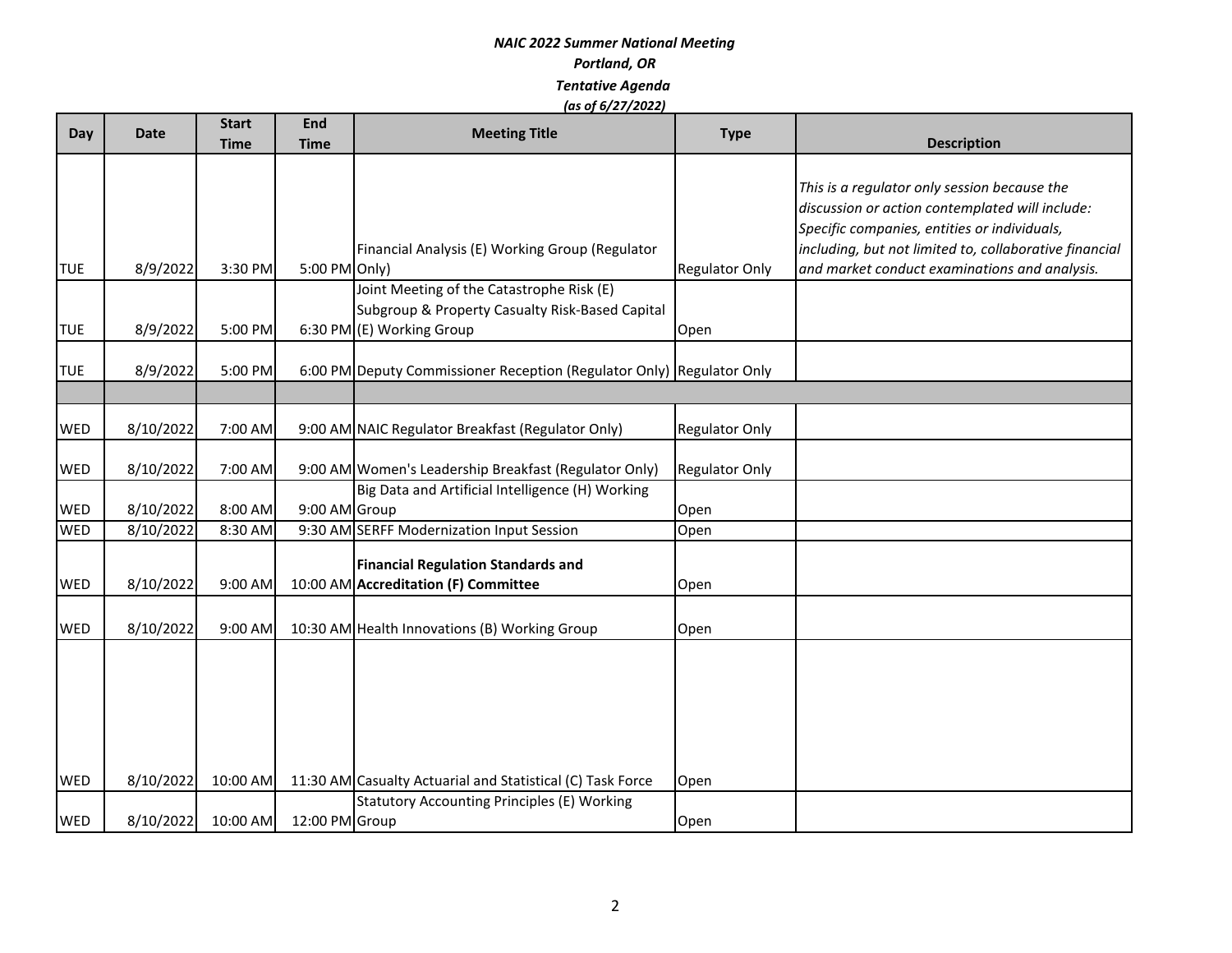*NAIC 2022 Summer National Meeting*

*Portland, OR*

*Tentative Agenda*

*(as of 6/27/2022)*

| Day | Date | Start Time | End Time | Meeting Title | Type | Description |
|---|---|---|---|---|---|---|
| TUE | 8/9/2022 | 3:30 PM | 5:00 PM | Financial Analysis (E) Working Group (Regulator Only) | Regulator Only | *This is a regulator only session because the discussion or action contemplated will include: Specific companies, entities or individuals, including, but not limited to, collaborative financial and market conduct examinations and analysis.* |
| TUE | 8/9/2022 | 5:00 PM | 6:30 PM | Joint Meeting of the Catastrophe Risk (E) Subgroup & Property Casualty Risk-Based Capital (E) Working Group | Open | |
| TUE | 8/9/2022 | 5:00 PM | 6:00 PM | Deputy Commissioner Reception (Regulator Only) | Regulator Only | |
| | | | | | | |
| WED | 8/10/2022 | 7:00 AM | 9:00 AM | NAIC Regulator Breakfast (Regulator Only) | Regulator Only | |
| WED | 8/10/2022 | 7:00 AM | 9:00 AM | Women's Leadership Breakfast (Regulator Only) | Regulator Only | |
| WED | 8/10/2022 | 8:00 AM | 9:00 AM | Big Data and Artificial Intelligence (H) Working Group | Open | |
| WED | 8/10/2022 | 8:30 AM | 9:30 AM | SERFF Modernization Input Session | Open | |
| WED | 8/10/2022 | 9:00 AM | 10:00 AM | **Financial Regulation Standards and Accreditation (F) Committee** | Open | |
| WED | 8/10/2022 | 9:00 AM | 10:30 AM | Health Innovations (B) Working Group | Open | |
| WED | 8/10/2022 | 10:00 AM | 11:30 AM | Casualty Actuarial and Statistical (C) Task Force | Open | |
| WED | 8/10/2022 | 10:00 AM | 12:00 PM | Statutory Accounting Principles (E) Working Group | Open | |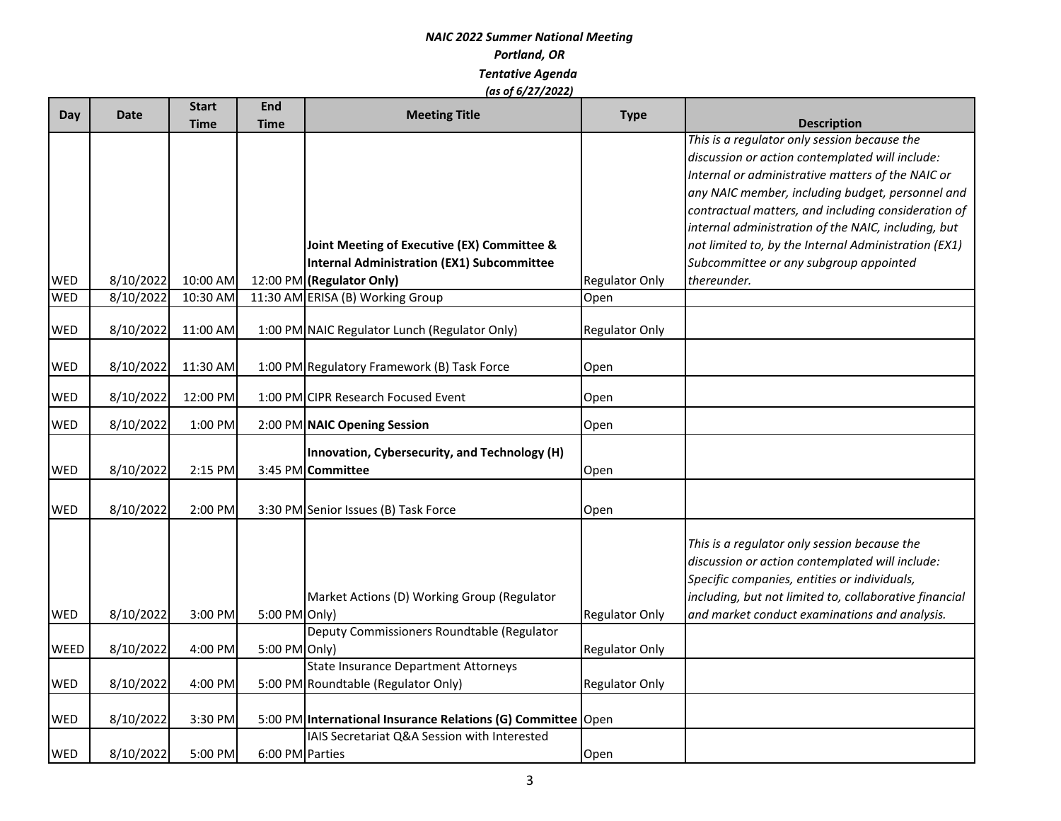***NAIC 2022 Summer National Meeting***
***Portland, OR***
***Tentative Agenda***
***(as of 6/27/2022)***

| Day | Date | Start Time | End Time | Meeting Title | Type | Description |
|---|---|---|---|---|---|---|
| WED | 8/10/2022 | 10:00 AM | 12:00 PM | **Joint Meeting of Executive (EX) Committee & Internal Administration (EX1) Subcommittee (Regulator Only)** | Regulator Only | *This is a regulator only session because the discussion or action contemplated will include: Internal or administrative matters of the NAIC or any NAIC member, including budget, personnel and contractual matters, and including consideration of internal administration of the NAIC, including, but not limited to, by the Internal Administration (EX1) Subcommittee or any subgroup appointed thereunder.* |
| WED | 8/10/2022 | 10:30 AM | 11:30 AM | ERISA (B) Working Group | Open | |
| WED | 8/10/2022 | 11:00 AM | 1:00 PM | NAIC Regulator Lunch (Regulator Only) | Regulator Only | |
| WED | 8/10/2022 | 11:30 AM | 1:00 PM | Regulatory Framework (B) Task Force | Open | |
| WED | 8/10/2022 | 12:00 PM | 1:00 PM | CIPR Research Focused Event | Open | |
| WED | 8/10/2022 | 1:00 PM | 2:00 PM | **NAIC Opening Session** | Open | |
| WED | 8/10/2022 | 2:15 PM | 3:45 PM | **Innovation, Cybersecurity, and Technology (H) Committee** | Open | |
| WED | 8/10/2022 | 2:00 PM | 3:30 PM | Senior Issues (B) Task Force | Open | |
| WED | 8/10/2022 | 3:00 PM | 5:00 PM | Market Actions (D) Working Group (Regulator Only) | Regulator Only | *This is a regulator only session because the discussion or action contemplated will include: Specific companies, entities or individuals, including, but not limited to, collaborative financial and market conduct examinations and analysis.* |
| WEED | 8/10/2022 | 4:00 PM | 5:00 PM | Deputy Commissioners Roundtable (Regulator Only) | Regulator Only | |
| WED | 8/10/2022 | 4:00 PM | 5:00 PM | State Insurance Department Attorneys Roundtable (Regulator Only) | Regulator Only | |
| WED | 8/10/2022 | 3:30 PM | 5:00 PM | **International Insurance Relations (G) Committee** | Open | |
| WED | 8/10/2022 | 5:00 PM | 6:00 PM | IAIS Secretariat Q&A Session with Interested Parties | Open | |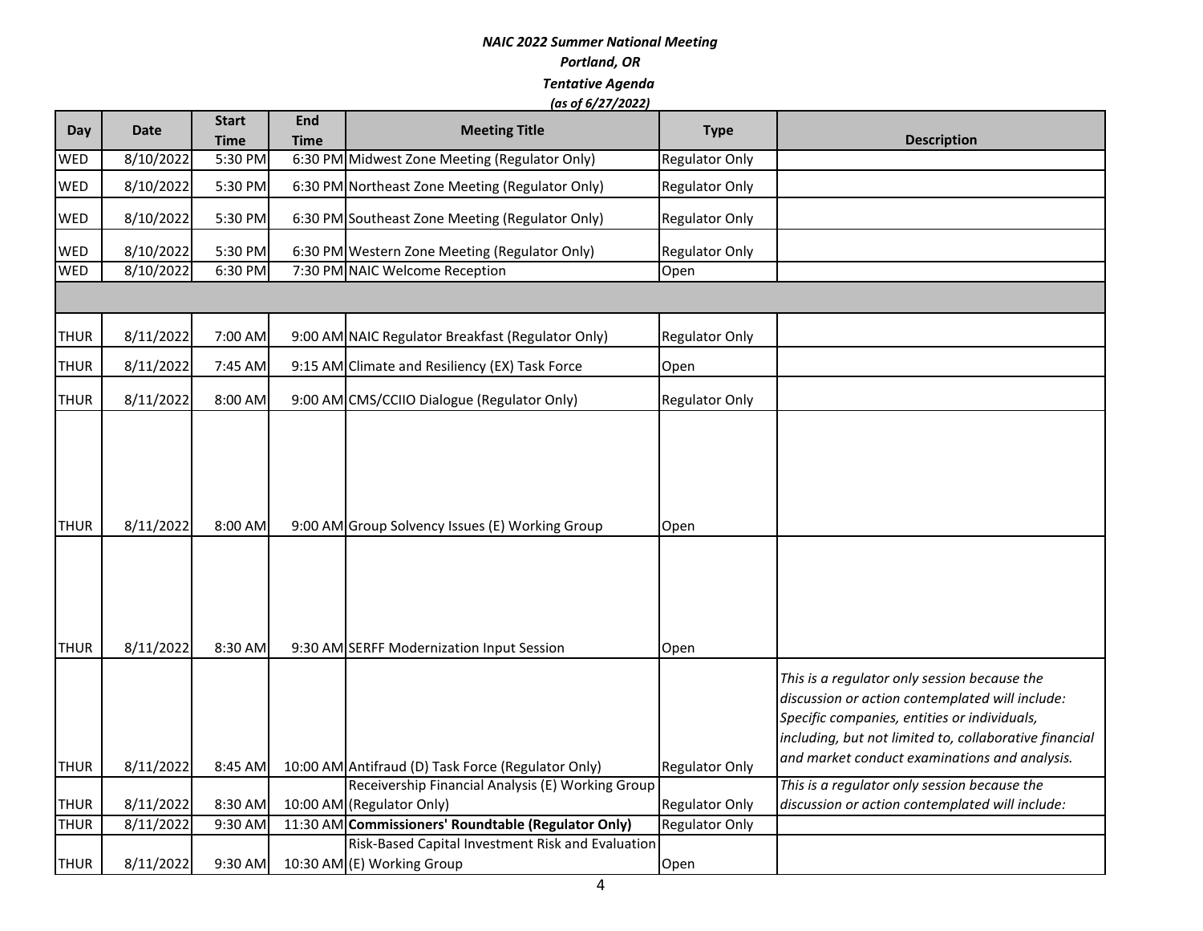*NAIC 2022 Summer National Meeting*

*Portland, OR*

*Tentative Agenda*

*(as of 6/27/2022)*

| Day | Date | Start Time | End Time | Meeting Title | Type | Description |
|---|---|---|---|---|---|---|
| WED | 8/10/2022 | 5:30 PM | 6:30 PM | Midwest Zone Meeting (Regulator Only) | Regulator Only | |
| WED | 8/10/2022 | 5:30 PM | 6:30 PM | Northeast Zone Meeting (Regulator Only) | Regulator Only | |
| WED | 8/10/2022 | 5:30 PM | 6:30 PM | Southeast Zone Meeting (Regulator Only) | Regulator Only | |
| WED | 8/10/2022 | 5:30 PM | 6:30 PM | Western Zone Meeting (Regulator Only) | Regulator Only | |
| WED | 8/10/2022 | 6:30 PM | 7:30 PM | NAIC Welcome Reception | Open | |
| | | | | | | |
| THUR | 8/11/2022 | 7:00 AM | 9:00 AM | NAIC Regulator Breakfast (Regulator Only) | Regulator Only | |
| THUR | 8/11/2022 | 7:45 AM | 9:15 AM | Climate and Resiliency (EX) Task Force | Open | |
| THUR | 8/11/2022 | 8:00 AM | 9:00 AM | CMS/CCIIO Dialogue (Regulator Only) | Regulator Only | |
| THUR | 8/11/2022 | 8:00 AM | 9:00 AM | Group Solvency Issues (E) Working Group | Open | |
| THUR | 8/11/2022 | 8:30 AM | 9:30 AM | SERFF Modernization Input Session | Open | |
| THUR | 8/11/2022 | 8:45 AM | 10:00 AM | Antifraud (D) Task Force (Regulator Only) | Regulator Only | *This is a regulator only session because the discussion or action contemplated will include: Specific companies, entities or individuals, including, but not limited to, collaborative financial and market conduct examinations and analysis.* |
| THUR | 8/11/2022 | 8:30 AM | 10:00 AM | Receivership Financial Analysis (E) Working Group (Regulator Only) | Regulator Only | *This is a regulator only session because the discussion or action contemplated will include:* |
| THUR | 8/11/2022 | 9:30 AM | 11:30 AM | **Commissioners' Roundtable (Regulator Only)** | Regulator Only | |
| THUR | 8/11/2022 | 9:30 AM | 10:30 AM | Risk-Based Capital Investment Risk and Evaluation (E) Working Group | Open | |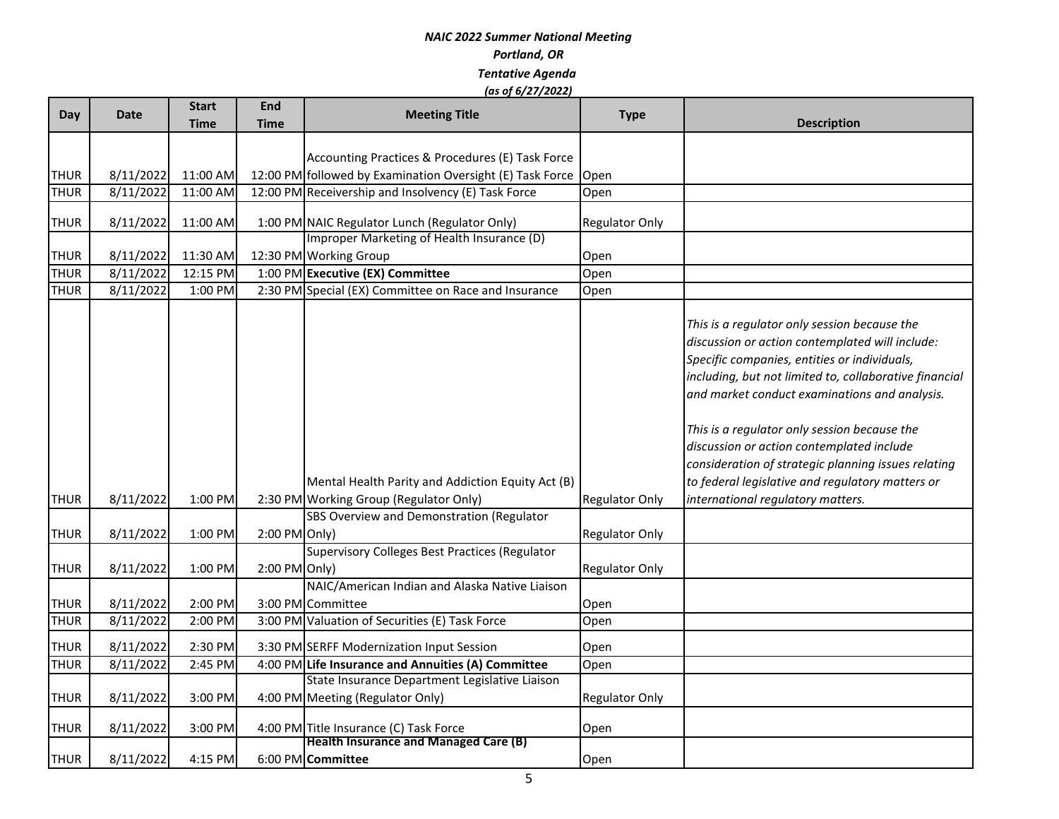**NAIC 2022 Summer National Meeting**

**Portland, OR**

**Tentative Agenda**

**(as of 6/27/2022)**

| Day | Date | Start Time | End Time | Meeting Title | Type | Description |
|---|---|---|---|---|---|---|
| THUR | 8/11/2022 | 11:00 AM | 12:00 PM | Accounting Practices & Procedures (E) Task Force followed by Examination Oversight (E) Task Force | Open | |
| THUR | 8/11/2022 | 11:00 AM | 12:00 PM | Receivership and Insolvency (E) Task Force | Open | |
| THUR | 8/11/2022 | 11:00 AM | 1:00 PM | NAIC Regulator Lunch (Regulator Only) | Regulator Only | |
| THUR | 8/11/2022 | 11:30 AM | 12:30 PM | Improper Marketing of Health Insurance (D) Working Group | Open | |
| THUR | 8/11/2022 | 12:15 PM | 1:00 PM | **Executive (EX) Committee** | Open | |
| THUR | 8/11/2022 | 1:00 PM | 2:30 PM | Special (EX) Committee on Race and Insurance | Open | |
| THUR | 8/11/2022 | 1:00 PM | 2:30 PM | Mental Health Parity and Addiction Equity Act (B) Working Group (Regulator Only) | Regulator Only | *This is a regulator only session because the discussion or action contemplated will include: Specific companies, entities or individuals, including, but not limited to, collaborative financial and market conduct examinations and analysis.* *This is a regulator only session because the discussion or action contemplated include consideration of strategic planning issues relating to federal legislative and regulatory matters or international regulatory matters.* |
| THUR | 8/11/2022 | 1:00 PM | 2:00 PM | SBS Overview and Demonstration (Regulator Only) | Regulator Only | |
| THUR | 8/11/2022 | 1:00 PM | 2:00 PM | Supervisory Colleges Best Practices (Regulator Only) | Regulator Only | |
| THUR | 8/11/2022 | 2:00 PM | 3:00 PM | NAIC/American Indian and Alaska Native Liaison Committee | Open | |
| THUR | 8/11/2022 | 2:00 PM | 3:00 PM | Valuation of Securities (E) Task Force | Open | |
| THUR | 8/11/2022 | 2:30 PM | 3:30 PM | SERFF Modernization Input Session | Open | |
| THUR | 8/11/2022 | 2:45 PM | 4:00 PM | **Life Insurance and Annuities (A) Committee** | Open | |
| THUR | 8/11/2022 | 3:00 PM | 4:00 PM | State Insurance Department Legislative Liaison Meeting (Regulator Only) | Regulator Only | |
| THUR | 8/11/2022 | 3:00 PM | 4:00 PM | Title Insurance (C) Task Force | Open | |
| THUR | 8/11/2022 | 4:15 PM | 6:00 PM | **Health Insurance and Managed Care (B) Committee** | Open | |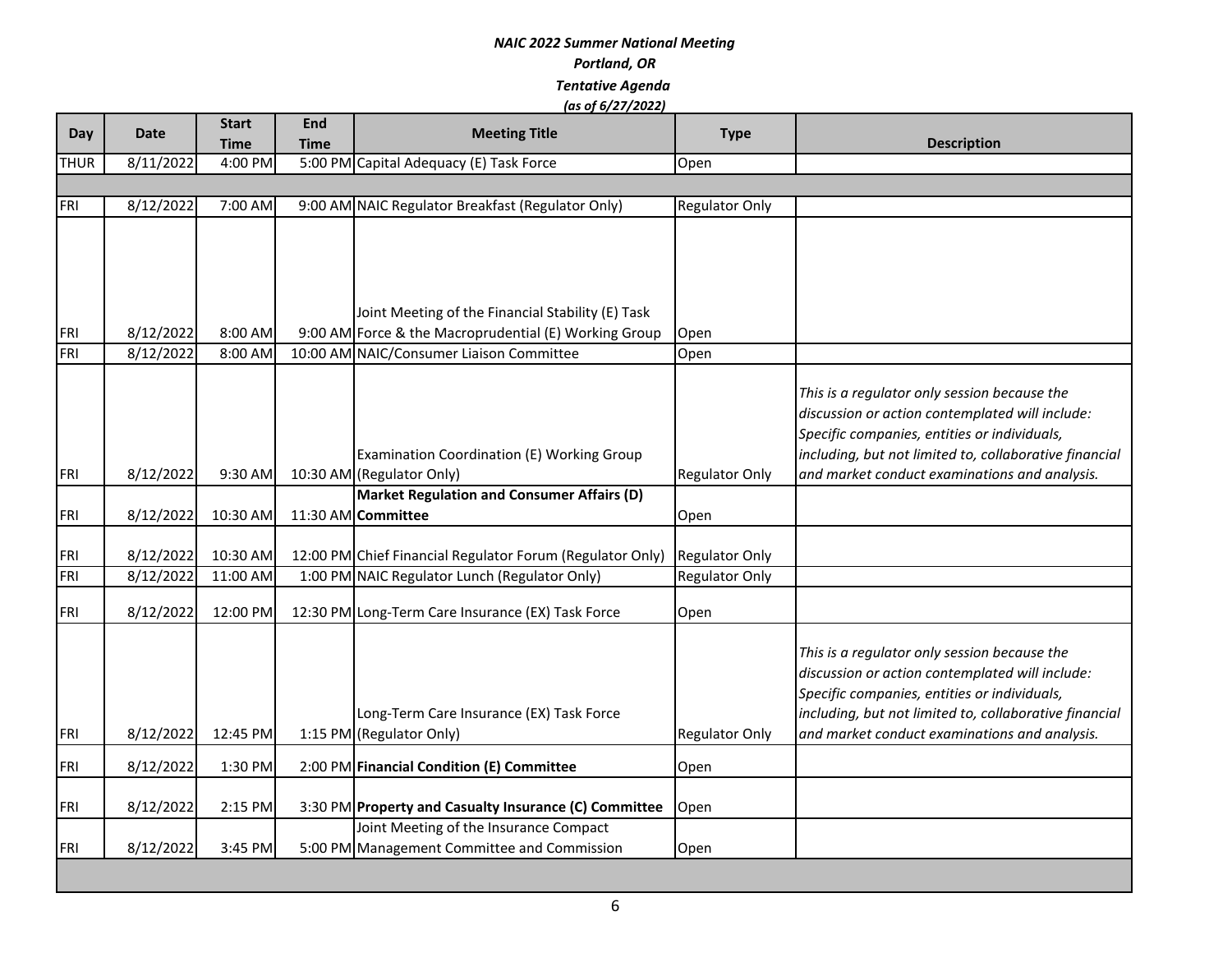*NAIC 2022 Summer National Meeting*

*Portland, OR*

*Tentative Agenda*

*(as of 6/27/2022)*

| Day | Date | Start Time | End Time | Meeting Title | Type | Description |
|---|---|---|---|---|---|---|
| THUR | 8/11/2022 | 4:00 PM | 5:00 PM | Capital Adequacy (E) Task Force | Open | |
| | | | | | | |
| FRI | 8/12/2022 | 7:00 AM | 9:00 AM | NAIC Regulator Breakfast (Regulator Only) | Regulator Only | |
| FRI | 8/12/2022 | 8:00 AM | 9:00 AM | Joint Meeting of the Financial Stability (E) Task Force & the Macroprudential (E) Working Group | Open | |
| FRI | 8/12/2022 | 8:00 AM | 10:00 AM | NAIC/Consumer Liaison Committee | Open | |
| FRI | 8/12/2022 | 9:30 AM | 10:30 AM | Examination Coordination (E) Working Group (Regulator Only) | Regulator Only | *This is a regulator only session because the discussion or action contemplated will include: Specific companies, entities or individuals, including, but not limited to, collaborative financial and market conduct examinations and analysis.* |
| FRI | 8/12/2022 | 10:30 AM | 11:30 AM | **Market Regulation and Consumer Affairs (D) Committee** | Open | |
| FRI | 8/12/2022 | 10:30 AM | 12:00 PM | Chief Financial Regulator Forum (Regulator Only) | Regulator Only | |
| FRI | 8/12/2022 | 11:00 AM | 1:00 PM | NAIC Regulator Lunch (Regulator Only) | Regulator Only | |
| FRI | 8/12/2022 | 12:00 PM | 12:30 PM | Long-Term Care Insurance (EX) Task Force | Open | |
| FRI | 8/12/2022 | 12:45 PM | 1:15 PM | Long-Term Care Insurance (EX) Task Force (Regulator Only) | Regulator Only | *This is a regulator only session because the discussion or action contemplated will include: Specific companies, entities or individuals, including, but not limited to, collaborative financial and market conduct examinations and analysis.* |
| FRI | 8/12/2022 | 1:30 PM | 2:00 PM | **Financial Condition (E) Committee** | Open | |
| FRI | 8/12/2022 | 2:15 PM | 3:30 PM | **Property and Casualty Insurance (C) Committee** | Open | |
| FRI | 8/12/2022 | 3:45 PM | 5:00 PM | Joint Meeting of the Insurance Compact Management Committee and Commission | Open | |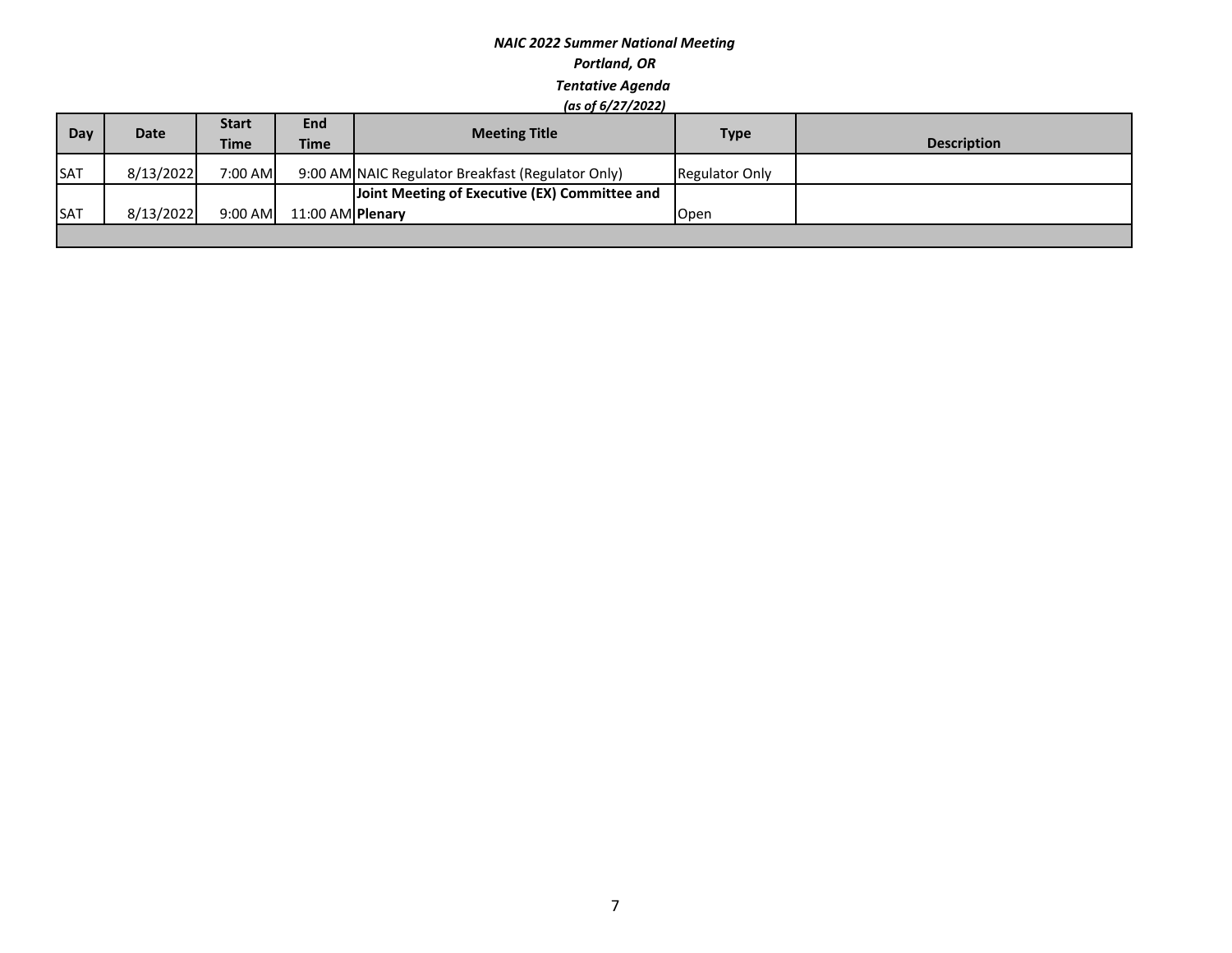*NAIC 2022 Summer National Meeting*

*Portland, OR*

*Tentative Agenda*

*(as of 6/27/2022)*

| Day | Date | Start Time | End Time | Meeting Title | Type | Description |
|---|---|---|---|---|---|---|
| SAT | 8/13/2022 | 7:00 AM | 9:00 AM | NAIC Regulator Breakfast (Regulator Only) | Regulator Only | |
| SAT | 8/13/2022 | 9:00 AM | 11:00 AM | **Joint Meeting of Executive (EX) Committee and Plenary** | Open | |